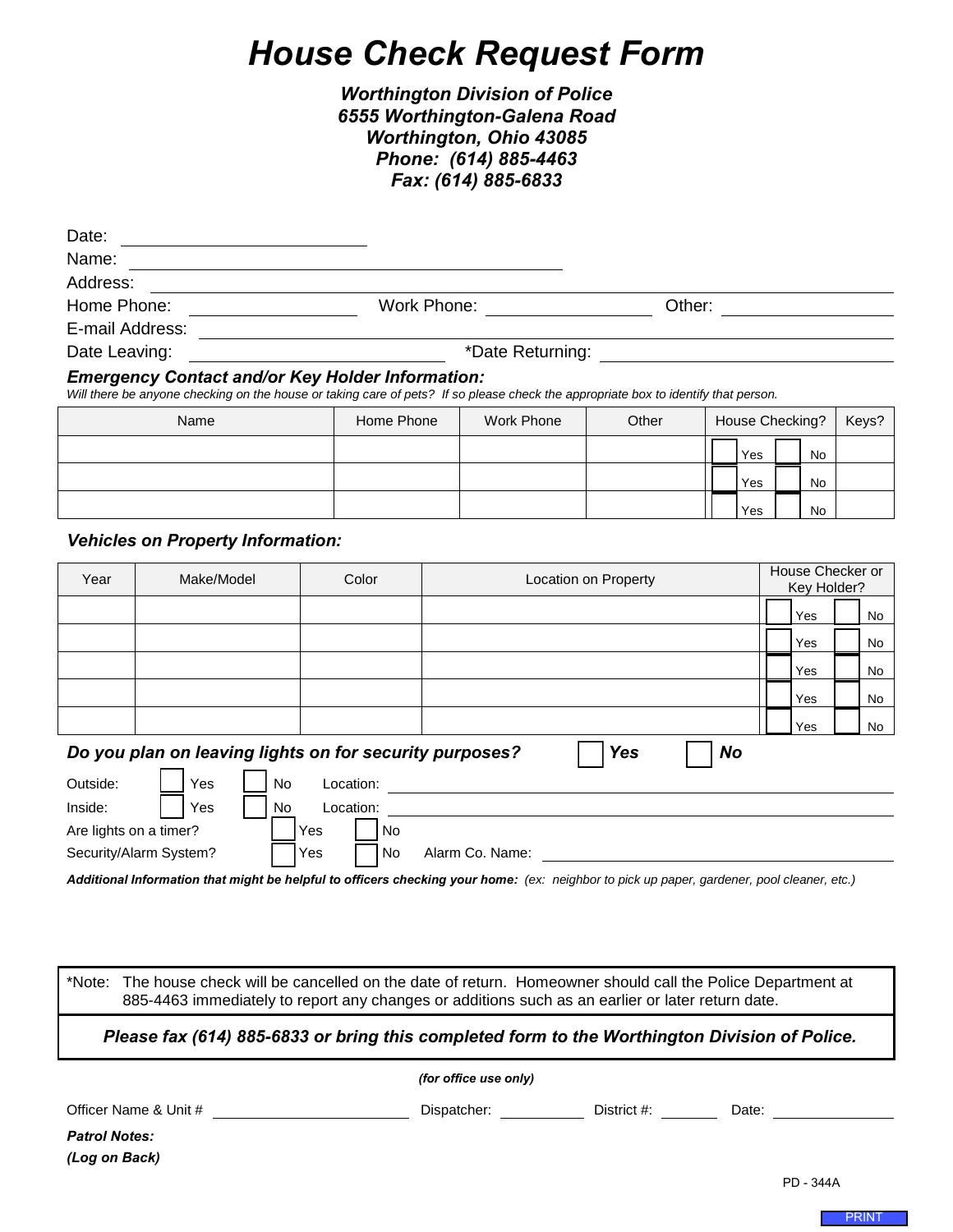# *House Check Request Form*

***Worthington Division of Police***
***6555 Worthington-Galena Road***
***Worthington, Ohio 43085***
***Phone: (614) 885-4463***
***Fax: (614) 885-6833***

Date: ______________________

Name: ______________________________________

Address: ______________________________________________________________

Home Phone: ______________ Work Phone: ______________ Other: ______________

E-mail Address: ______________________________________________________________

Date Leaving: ______________________ *Date Returning: ______________________

***Emergency Contact and/or Key Holder Information:***

*Will there be anyone checking on the house or taking care of pets? If so please check the appropriate box to identify that person.*

| Name | Home Phone | Work Phone | Other | House Checking? | Keys? |
|---|---|---|---|---|---|
| | | | | ☐ Yes ☐ No | |
| | | | | ☐ Yes ☐ No | |
| | | | | ☐ Yes ☐ No | |

***Vehicles on Property Information:***

| Year | Make/Model | Color | Location on Property | House Checker or Key Holder? |
|---|---|---|---|---|
| | | | | ☐ Yes ☐ No |
| | | | | ☐ Yes ☐ No |
| | | | | ☐ Yes ☐ No |
| | | | | ☐ Yes ☐ No |
| | | | | ☐ Yes ☐ No |

***Do you plan on leaving lights on for security purposes?*** ☐ ***Yes*** ☐ ***No***

Outside: ☐ Yes ☐ No Location: ______________________________________

Inside: ☐ Yes ☐ No Location: ______________________________________

Are lights on a timer? ☐ Yes ☐ No

Security/Alarm System? ☐ Yes ☐ No Alarm Co. Name: ______________________________

***Additional Information that might be helpful to officers checking your home:*** *(ex: neighbor to pick up paper, gardener, pool cleaner, etc.)*

*Note: The house check will be cancelled on the date of return. Homeowner should call the Police Department at 885-4463 immediately to report any changes or additions such as an earlier or later return date.

***Please fax (614) 885-6833 or bring this completed form to the Worthington Division of Police.***

***(for office use only)***

Officer Name & Unit # ______________________ Dispatcher: __________ District #: ________ Date: ______________

***Patrol Notes:***

***(Log on Back)***

PD - 344A

PRINT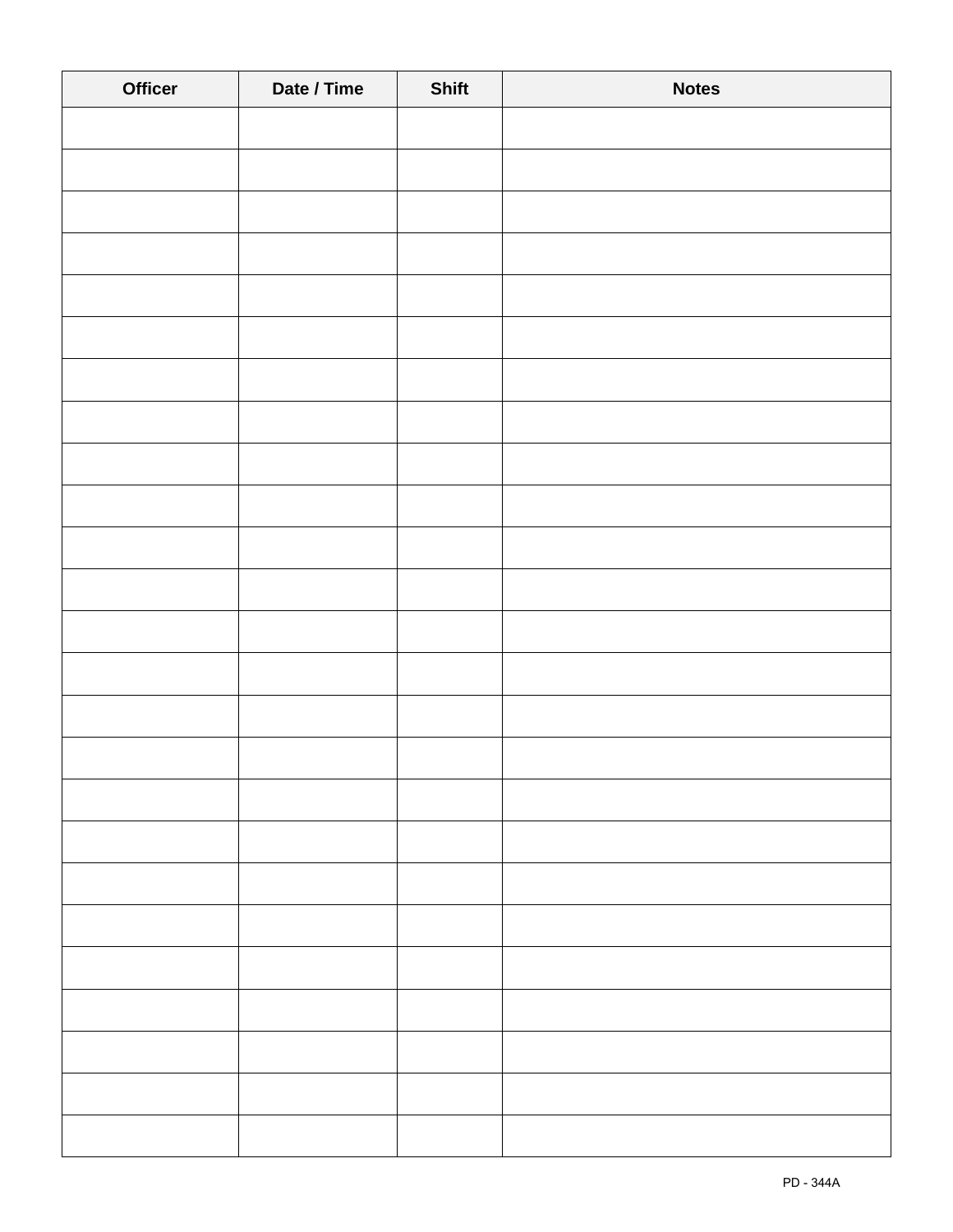| Officer | Date / Time | Shift | Notes |
|---|---|---|---|
| | | | |
| | | | |
| | | | |
| | | | |
| | | | |
| | | | |
| | | | |
| | | | |
| | | | |
| | | | |
| | | | |
| | | | |
| | | | |
| | | | |
| | | | |
| | | | |
| | | | |
| | | | |
| | | | |
| | | | |
| | | | |
| | | | |
| | | | |
| | | | |
| | | | |

PD - 344A